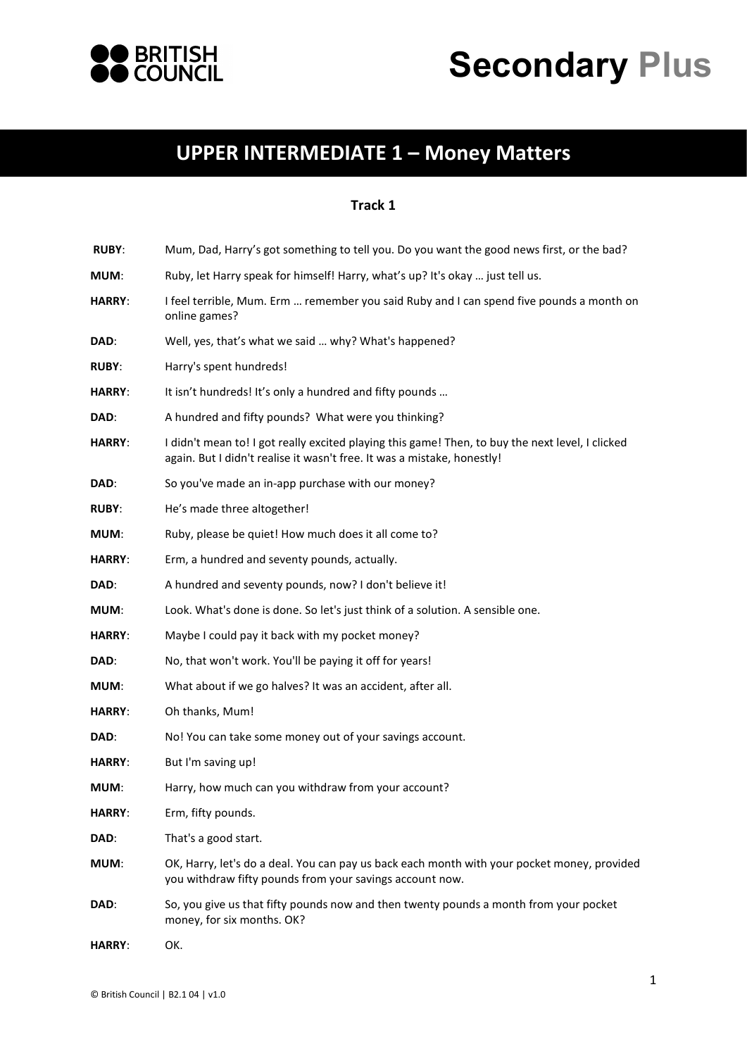# UPPER INTERMEDIATE 1 – Money Matters

## Track 1

**RUBY**: Mum, Dad, Harry's got something to tell you. Do you want the good news first, or the bad?

**MUM**: Ruby, let Harry speak for himself! Harry, what's up? It's okay … just tell us.

**HARRY**: I feel terrible, Mum. Erm … remember you said Ruby and I can spend five pounds a month on online games?

**DAD**: Well, yes, that's what we said … why? What's happened?

**RUBY**: Harry's spent hundreds!

**HARRY**: It isn't hundreds! It's only a hundred and fifty pounds …

**DAD**: A hundred and fifty pounds? What were you thinking?

**HARRY**: I didn't mean to! I got really excited playing this game! Then, to buy the next level, I clicked again. But I didn't realise it wasn't free. It was a mistake, honestly!

**DAD**: So you've made an in-app purchase with our money?

**RUBY**: He's made three altogether!

**MUM**: Ruby, please be quiet! How much does it all come to?

**HARRY**: Erm, a hundred and seventy pounds, actually.

**DAD**: A hundred and seventy pounds, now? I don't believe it!

**MUM**: Look. What's done is done. So let's just think of a solution. A sensible one.

**HARRY**: Maybe I could pay it back with my pocket money?

**DAD**: No, that won't work. You'll be paying it off for years!

**MUM**: What about if we go halves? It was an accident, after all.

**HARRY**: Oh thanks, Mum!

**DAD**: No! You can take some money out of your savings account.

**HARRY**: But I'm saving up!

**MUM**: Harry, how much can you withdraw from your account?

**HARRY**: Erm, fifty pounds.

**DAD**: That's a good start.

**MUM**: OK, Harry, let's do a deal. You can pay us back each month with your pocket money, provided you withdraw fifty pounds from your savings account now.

**DAD**: So, you give us that fifty pounds now and then twenty pounds a month from your pocket money, for six months. OK?

**HARRY**: OK.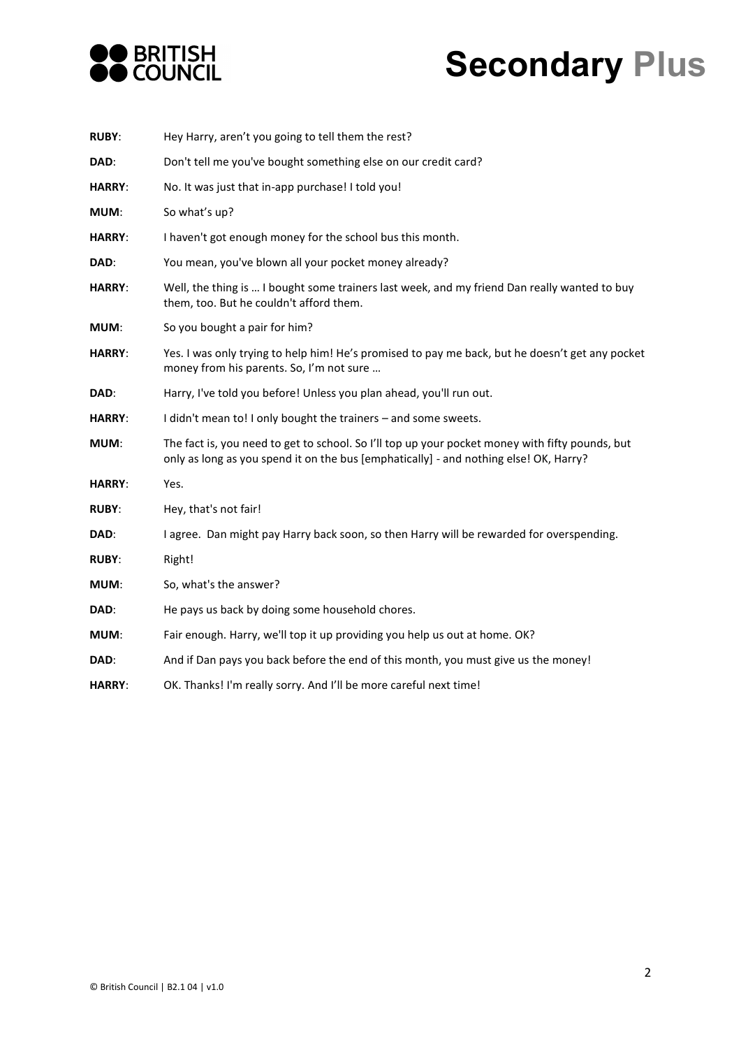**RUBY**: Hey Harry, aren't you going to tell them the rest?

**DAD**: Don't tell me you've bought something else on our credit card?

**HARRY**: No. It was just that in-app purchase! I told you!

**MUM**: So what's up?

**HARRY**: I haven't got enough money for the school bus this month.

**DAD**: You mean, you've blown all your pocket money already?

**HARRY**: Well, the thing is … I bought some trainers last week, and my friend Dan really wanted to buy them, too. But he couldn't afford them.

**MUM**: So you bought a pair for him?

**HARRY**: Yes. I was only trying to help him! He's promised to pay me back, but he doesn't get any pocket money from his parents. So, I'm not sure …

**DAD**: Harry, I've told you before! Unless you plan ahead, you'll run out.

**HARRY**: I didn't mean to! I only bought the trainers – and some sweets.

**MUM**: The fact is, you need to get to school. So I'll top up your pocket money with fifty pounds, but only as long as you spend it on the bus [emphatically] - and nothing else! OK, Harry?

**HARRY**: Yes.

**RUBY**: Hey, that's not fair!

**DAD**: I agree. Dan might pay Harry back soon, so then Harry will be rewarded for overspending.

**RUBY**: Right!

**MUM**: So, what's the answer?

**DAD**: He pays us back by doing some household chores.

**MUM**: Fair enough. Harry, we'll top it up providing you help us out at home. OK?

**DAD**: And if Dan pays you back before the end of this month, you must give us the money!

**HARRY**: OK. Thanks! I'm really sorry. And I'll be more careful next time!